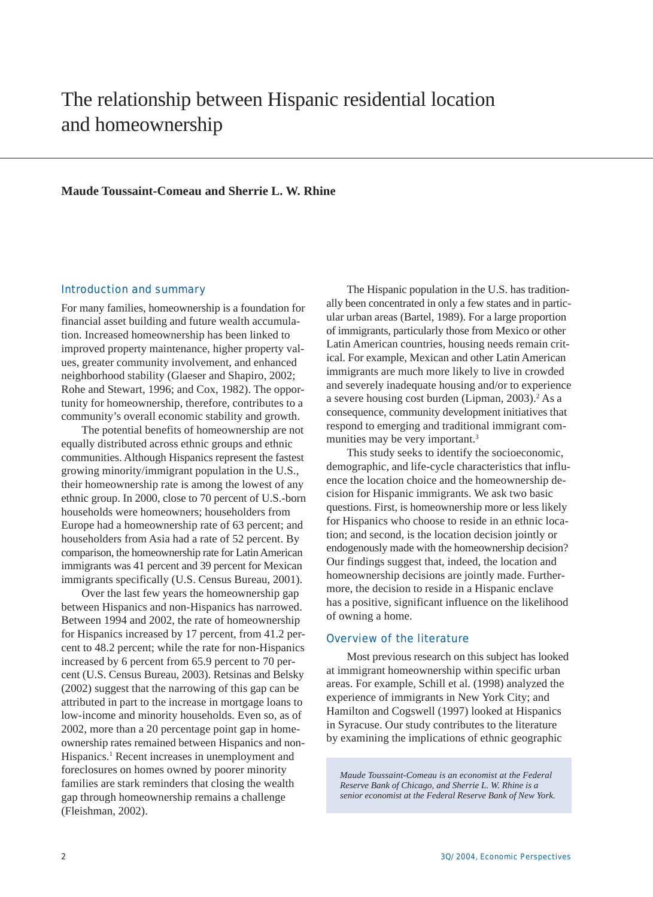# The relationship between Hispanic residential location and homeownership

**Maude Toussaint-Comeau and Sherrie L. W. Rhine**

## Introduction and summary

For many families, homeownership is a foundation for financial asset building and future wealth accumulation. Increased homeownership has been linked to improved property maintenance, higher property values, greater community involvement, and enhanced neighborhood stability (Glaeser and Shapiro, 2002; Rohe and Stewart, 1996; and Cox, 1982). The opportunity for homeownership, therefore, contributes to a community's overall economic stability and growth.

The potential benefits of homeownership are not equally distributed across ethnic groups and ethnic communities. Although Hispanics represent the fastest growing minority/immigrant population in the U.S., their homeownership rate is among the lowest of any ethnic group. In 2000, close to 70 percent of U.S.-born households were homeowners; householders from Europe had a homeownership rate of 63 percent; and householders from Asia had a rate of 52 percent. By comparison, the homeownership rate for Latin American immigrants was 41 percent and 39 percent for Mexican immigrants specifically (U.S. Census Bureau, 2001).

Over the last few years the homeownership gap between Hispanics and non-Hispanics has narrowed. Between 1994 and 2002, the rate of homeownership for Hispanics increased by 17 percent, from 41.2 percent to 48.2 percent; while the rate for non-Hispanics increased by 6 percent from 65.9 percent to 70 percent (U.S. Census Bureau, 2003). Retsinas and Belsky (2002) suggest that the narrowing of this gap can be attributed in part to the increase in mortgage loans to low-income and minority households. Even so, as of 2002, more than a 20 percentage point gap in homeownership rates remained between Hispanics and non-Hispanics.[1] Recent increases in unemployment and foreclosures on homes owned by poorer minority families are stark reminders that closing the wealth gap through homeownership remains a challenge (Fleishman, 2002).

The Hispanic population in the U.S. has traditionally been concentrated in only a few states and in particular urban areas (Bartel, 1989). For a large proportion of immigrants, particularly those from Mexico or other Latin American countries, housing needs remain critical. For example, Mexican and other Latin American immigrants are much more likely to live in crowded and severely inadequate housing and/or to experience a severe housing cost burden (Lipman, 2003).[2] As a consequence, community development initiatives that respond to emerging and traditional immigrant communities may be very important.[3]

This study seeks to identify the socioeconomic, demographic, and life-cycle characteristics that influence the location choice and the homeownership decision for Hispanic immigrants. We ask two basic questions. First, is homeownership more or less likely for Hispanics who choose to reside in an ethnic location; and second, is the location decision jointly or endogenously made with the homeownership decision? Our findings suggest that, indeed, the location and homeownership decisions are jointly made. Furthermore, the decision to reside in a Hispanic enclave has a positive, significant influence on the likelihood of owning a home.

## Overview of the literature

Most previous research on this subject has looked at immigrant homeownership within specific urban areas. For example, Schill et al. (1998) analyzed the experience of immigrants in New York City; and Hamilton and Cogswell (1997) looked at Hispanics in Syracuse. Our study contributes to the literature by examining the implications of ethnic geographic

*Maude Toussaint-Comeau is an economist at the Federal Reserve Bank of Chicago, and Sherrie L. W. Rhine is a senior economist at the Federal Reserve Bank of New York.*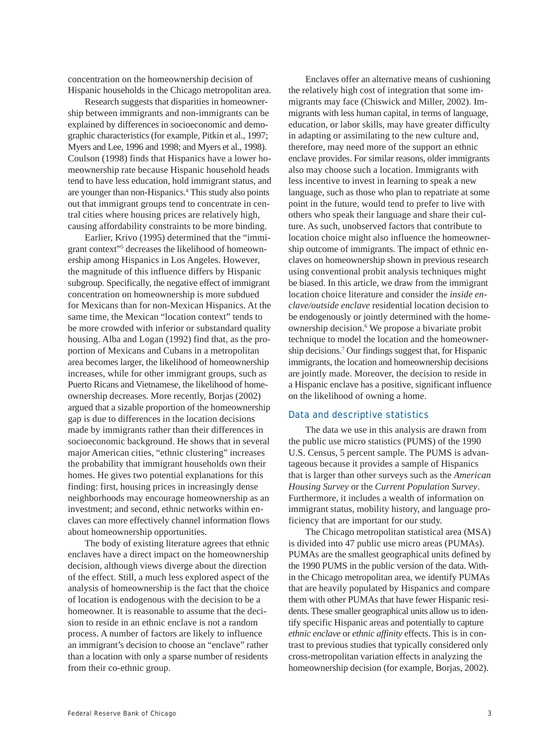concentration on the homeownership decision of Hispanic households in the Chicago metropolitan area.

Research suggests that disparities in homeownership between immigrants and non-immigrants can be explained by differences in socioeconomic and demographic characteristics (for example, Pitkin et al., 1997; Myers and Lee, 1996 and 1998; and Myers et al., 1998). Coulson (1998) finds that Hispanics have a lower homeownership rate because Hispanic household heads tend to have less education, hold immigrant status, and are younger than non-Hispanics.[4] This study also points out that immigrant groups tend to concentrate in central cities where housing prices are relatively high, causing affordability constraints to be more binding.

Earlier, Krivo (1995) determined that the "immigrant context"[5] decreases the likelihood of homeownership among Hispanics in Los Angeles. However, the magnitude of this influence differs by Hispanic subgroup. Specifically, the negative effect of immigrant concentration on homeownership is more subdued for Mexicans than for non-Mexican Hispanics. At the same time, the Mexican "location context" tends to be more crowded with inferior or substandard quality housing. Alba and Logan (1992) find that, as the proportion of Mexicans and Cubans in a metropolitan area becomes larger, the likelihood of homeownership increases, while for other immigrant groups, such as Puerto Ricans and Vietnamese, the likelihood of homeownership decreases. More recently, Borjas (2002) argued that a sizable proportion of the homeownership gap is due to differences in the location decisions made by immigrants rather than their differences in socioeconomic background. He shows that in several major American cities, "ethnic clustering" increases the probability that immigrant households own their homes. He gives two potential explanations for this finding: first, housing prices in increasingly dense neighborhoods may encourage homeownership as an investment; and second, ethnic networks within enclaves can more effectively channel information flows about homeownership opportunities.

The body of existing literature agrees that ethnic enclaves have a direct impact on the homeownership decision, although views diverge about the direction of the effect. Still, a much less explored aspect of the analysis of homeownership is the fact that the choice of location is endogenous with the decision to be a homeowner. It is reasonable to assume that the decision to reside in an ethnic enclave is not a random process. A number of factors are likely to influence an immigrant's decision to choose an "enclave" rather than a location with only a sparse number of residents from their co-ethnic group.

Enclaves offer an alternative means of cushioning the relatively high cost of integration that some immigrants may face (Chiswick and Miller, 2002). Immigrants with less human capital, in terms of language, education, or labor skills, may have greater difficulty in adapting or assimilating to the new culture and, therefore, may need more of the support an ethnic enclave provides. For similar reasons, older immigrants also may choose such a location. Immigrants with less incentive to invest in learning to speak a new language, such as those who plan to repatriate at some point in the future, would tend to prefer to live with others who speak their language and share their culture. As such, unobserved factors that contribute to location choice might also influence the homeownership outcome of immigrants. The impact of ethnic enclaves on homeownership shown in previous research using conventional probit analysis techniques might be biased. In this article, we draw from the immigrant location choice literature and consider the *inside enclave/outside enclave* residential location decision to be endogenously or jointly determined with the homeownership decision.[6] We propose a bivariate probit technique to model the location and the homeownership decisions.[7] Our findings suggest that, for Hispanic immigrants, the location and homeownership decisions are jointly made. Moreover, the decision to reside in a Hispanic enclave has a positive, significant influence on the likelihood of owning a home.

## Data and descriptive statistics

The data we use in this analysis are drawn from the public use micro statistics (PUMS) of the 1990 U.S. Census, 5 percent sample. The PUMS is advantageous because it provides a sample of Hispanics that is larger than other surveys such as the *American Housing Survey* or the *Current Population Survey*. Furthermore, it includes a wealth of information on immigrant status, mobility history, and language proficiency that are important for our study.

The Chicago metropolitan statistical area (MSA) is divided into 47 public use micro areas (PUMAs). PUMAs are the smallest geographical units defined by the 1990 PUMS in the public version of the data. Within the Chicago metropolitan area, we identify PUMAs that are heavily populated by Hispanics and compare them with other PUMAs that have fewer Hispanic residents. These smaller geographical units allow us to identify specific Hispanic areas and potentially to capture *ethnic enclave* or *ethnic affinity* effects. This is in contrast to previous studies that typically considered only cross-metropolitan variation effects in analyzing the homeownership decision (for example, Borjas, 2002).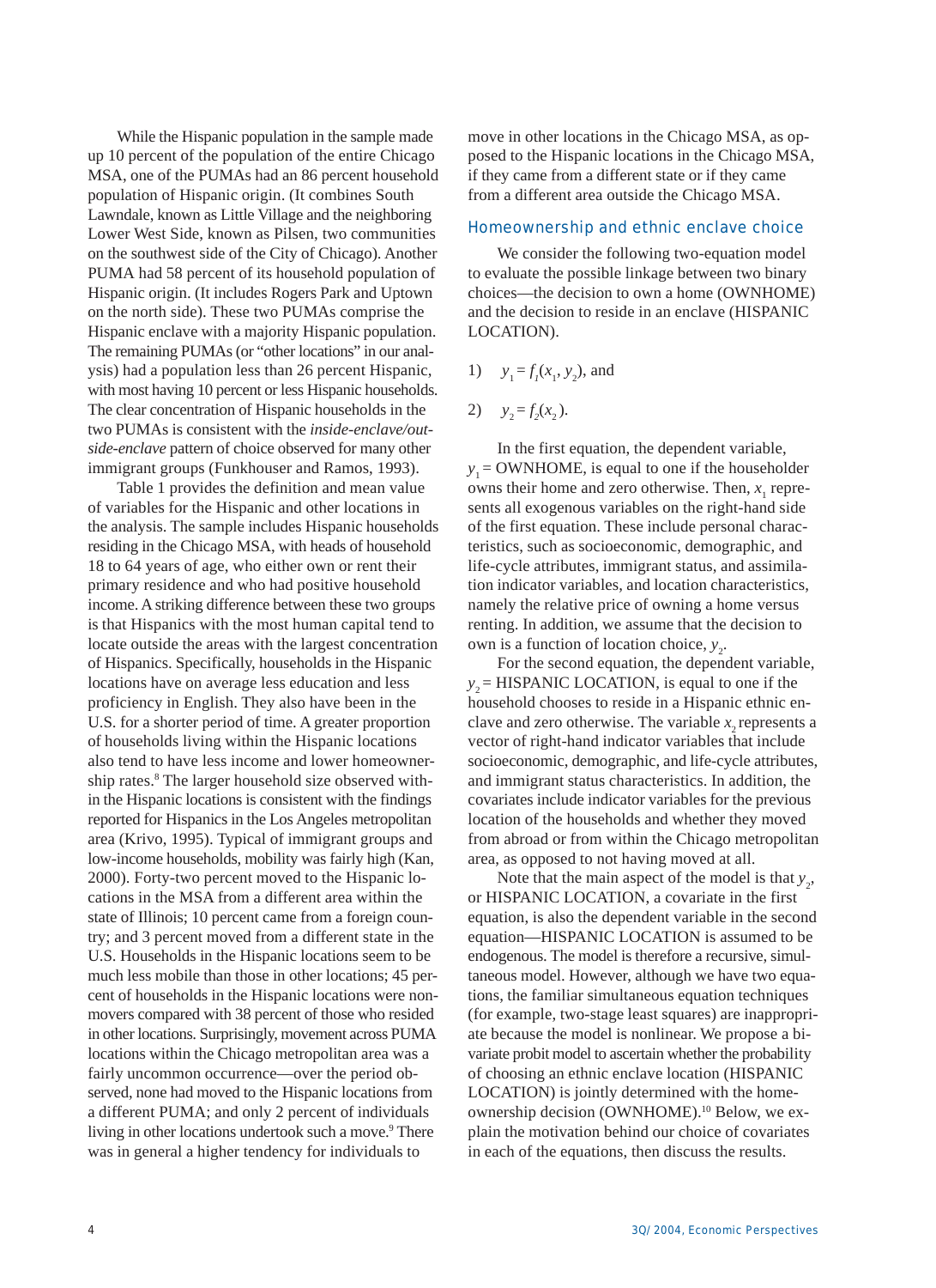While the Hispanic population in the sample made up 10 percent of the population of the entire Chicago MSA, one of the PUMAs had an 86 percent household population of Hispanic origin. (It combines South Lawndale, known as Little Village and the neighboring Lower West Side, known as Pilsen, two communities on the southwest side of the City of Chicago). Another PUMA had 58 percent of its household population of Hispanic origin. (It includes Rogers Park and Uptown on the north side). These two PUMAs comprise the Hispanic enclave with a majority Hispanic population. The remaining PUMAs (or "other locations" in our analysis) had a population less than 26 percent Hispanic, with most having 10 percent or less Hispanic households. The clear concentration of Hispanic households in the two PUMAs is consistent with the *inside-enclave/outside-enclave* pattern of choice observed for many other immigrant groups (Funkhouser and Ramos, 1993).

Table 1 provides the definition and mean value of variables for the Hispanic and other locations in the analysis. The sample includes Hispanic households residing in the Chicago MSA, with heads of household 18 to 64 years of age, who either own or rent their primary residence and who had positive household income. A striking difference between these two groups is that Hispanics with the most human capital tend to locate outside the areas with the largest concentration of Hispanics. Specifically, households in the Hispanic locations have on average less education and less proficiency in English. They also have been in the U.S. for a shorter period of time. A greater proportion of households living within the Hispanic locations also tend to have less income and lower homeownership rates.[8] The larger household size observed within the Hispanic locations is consistent with the findings reported for Hispanics in the Los Angeles metropolitan area (Krivo, 1995). Typical of immigrant groups and low-income households, mobility was fairly high (Kan, 2000). Forty-two percent moved to the Hispanic locations in the MSA from a different area within the state of Illinois; 10 percent came from a foreign country; and 3 percent moved from a different state in the U.S. Households in the Hispanic locations seem to be much less mobile than those in other locations; 45 percent of households in the Hispanic locations were nonmovers compared with 38 percent of those who resided in other locations. Surprisingly, movement across PUMA locations within the Chicago metropolitan area was a fairly uncommon occurrence—over the period observed, none had moved to the Hispanic locations from a different PUMA; and only 2 percent of individuals living in other locations undertook such a move.[9] There was in general a higher tendency for individuals to move in other locations in the Chicago MSA, as opposed to the Hispanic locations in the Chicago MSA, if they came from a different state or if they came from a different area outside the Chicago MSA.

## Homeownership and ethnic enclave choice

We consider the following two-equation model to evaluate the possible linkage between two binary choices—the decision to own a home (OWNHOME) and the decision to reside in an enclave (HISPANIC LOCATION).

$$1)\quad y_1 = f_1(x_1, y_2), \text{ and}$$

$$2)\quad y_2 = f_2(x_2).$$

In the first equation, the dependent variable, $y_1$ = OWNHOME, is equal to one if the householder owns their home and zero otherwise. Then, $x_1$ represents all exogenous variables on the right-hand side of the first equation. These include personal characteristics, such as socioeconomic, demographic, and life-cycle attributes, immigrant status, and assimilation indicator variables, and location characteristics, namely the relative price of owning a home versus renting. In addition, we assume that the decision to own is a function of location choice, $y_2$.

For the second equation, the dependent variable, $y_2$ = HISPANIC LOCATION, is equal to one if the household chooses to reside in a Hispanic ethnic enclave and zero otherwise. The variable $x_2$ represents a vector of right-hand indicator variables that include socioeconomic, demographic, and life-cycle attributes, and immigrant status characteristics. In addition, the covariates include indicator variables for the previous location of the households and whether they moved from abroad or from within the Chicago metropolitan area, as opposed to not having moved at all.

Note that the main aspect of the model is that $y_2$, or HISPANIC LOCATION, a covariate in the first equation, is also the dependent variable in the second equation—HISPANIC LOCATION is assumed to be endogenous. The model is therefore a recursive, simultaneous model. However, although we have two equations, the familiar simultaneous equation techniques (for example, two-stage least squares) are inappropriate because the model is nonlinear. We propose a bivariate probit model to ascertain whether the probability of choosing an ethnic enclave location (HISPANIC LOCATION) is jointly determined with the homeownership decision (OWNHOME).[10] Below, we explain the motivation behind our choice of covariates in each of the equations, then discuss the results.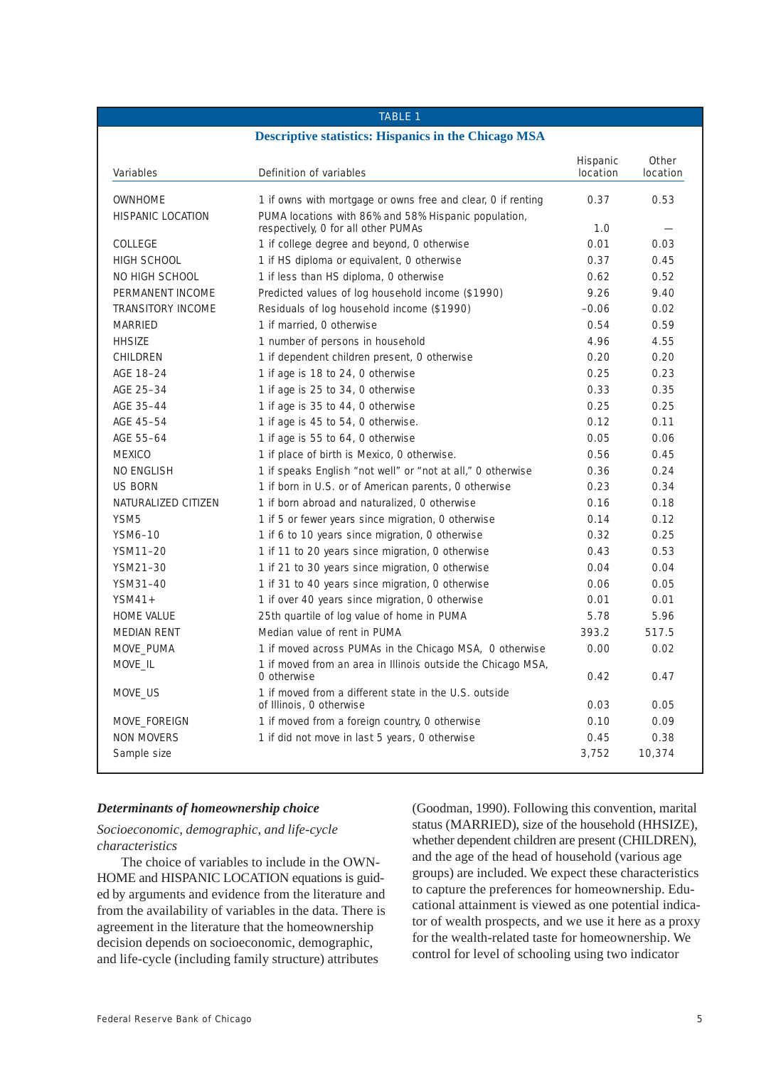TABLE 1

**Descriptive statistics: Hispanics in the Chicago MSA**

| Variables | Definition of variables | Hispanic location | Other location |
|---|---|---|---|
| OWNHOME | 1 if owns with mortgage or owns free and clear, 0 if renting | 0.37 | 0.53 |
| HISPANIC LOCATION | PUMA locations with 86% and 58% Hispanic population, respectively, 0 for all other PUMAs | 1.0 | — |
| COLLEGE | 1 if college degree and beyond, 0 otherwise | 0.01 | 0.03 |
| HIGH SCHOOL | 1 if HS diploma or equivalent, 0 otherwise | 0.37 | 0.45 |
| NO HIGH SCHOOL | 1 if less than HS diploma, 0 otherwise | 0.62 | 0.52 |
| PERMANENT INCOME | Predicted values of log household income ($1990) | 9.26 | 9.40 |
| TRANSITORY INCOME | Residuals of log household income ($1990) | −0.06 | 0.02 |
| MARRIED | 1 if married, 0 otherwise | 0.54 | 0.59 |
| HHSIZE | 1 number of persons in household | 4.96 | 4.55 |
| CHILDREN | 1 if dependent children present, 0 otherwise | 0.20 | 0.20 |
| AGE 18–24 | 1 if age is 18 to 24, 0 otherwise | 0.25 | 0.23 |
| AGE 25–34 | 1 if age is 25 to 34, 0 otherwise | 0.33 | 0.35 |
| AGE 35–44 | 1 if age is 35 to 44, 0 otherwise | 0.25 | 0.25 |
| AGE 45–54 | 1 if age is 45 to 54, 0 otherwise. | 0.12 | 0.11 |
| AGE 55–64 | 1 if age is 55 to 64, 0 otherwise | 0.05 | 0.06 |
| MEXICO | 1 if place of birth is Mexico, 0 otherwise. | 0.56 | 0.45 |
| NO ENGLISH | 1 if speaks English "not well" or "not at all," 0 otherwise | 0.36 | 0.24 |
| US BORN | 1 if born in U.S. or of American parents, 0 otherwise | 0.23 | 0.34 |
| NATURALIZED CITIZEN | 1 if born abroad and naturalized, 0 otherwise | 0.16 | 0.18 |
| YSM5 | 1 if 5 or fewer years since migration, 0 otherwise | 0.14 | 0.12 |
| YSM6–10 | 1 if 6 to 10 years since migration, 0 otherwise | 0.32 | 0.25 |
| YSM11–20 | 1 if 11 to 20 years since migration, 0 otherwise | 0.43 | 0.53 |
| YSM21–30 | 1 if 21 to 30 years since migration, 0 otherwise | 0.04 | 0.04 |
| YSM31–40 | 1 if 31 to 40 years since migration, 0 otherwise | 0.06 | 0.05 |
| YSM41+ | 1 if over 40 years since migration, 0 otherwise | 0.01 | 0.01 |
| HOME VALUE | 25th quartile of log value of home in PUMA | 5.78 | 5.96 |
| MEDIAN RENT | Median value of rent in PUMA | 393.2 | 517.5 |
| MOVE_PUMA | 1 if moved across PUMAs in the Chicago MSA, 0 otherwise | 0.00 | 0.02 |
| MOVE_IL | 1 if moved from an area in Illinois outside the Chicago MSA, 0 otherwise | 0.42 | 0.47 |
| MOVE_US | 1 if moved from a different state in the U.S. outside of Illinois, 0 otherwise | 0.03 | 0.05 |
| MOVE_FOREIGN | 1 if moved from a foreign country, 0 otherwise | 0.10 | 0.09 |
| NON MOVERS | 1 if did not move in last 5 years, 0 otherwise | 0.45 | 0.38 |
| Sample size | | 3,752 | 10,374 |

### *Determinants of homeownership choice*

*Socioeconomic, demographic, and life-cycle characteristics*

The choice of variables to include in the OWNHOME and HISPANIC LOCATION equations is guided by arguments and evidence from the literature and from the availability of variables in the data. There is agreement in the literature that the homeownership decision depends on socioeconomic, demographic, and life-cycle (including family structure) attributes (Goodman, 1990). Following this convention, marital status (MARRIED), size of the household (HHSIZE), whether dependent children are present (CHILDREN), and the age of the head of household (various age groups) are included. We expect these characteristics to capture the preferences for homeownership. Educational attainment is viewed as one potential indicator of wealth prospects, and we use it here as a proxy for the wealth-related taste for homeownership. We control for level of schooling using two indicator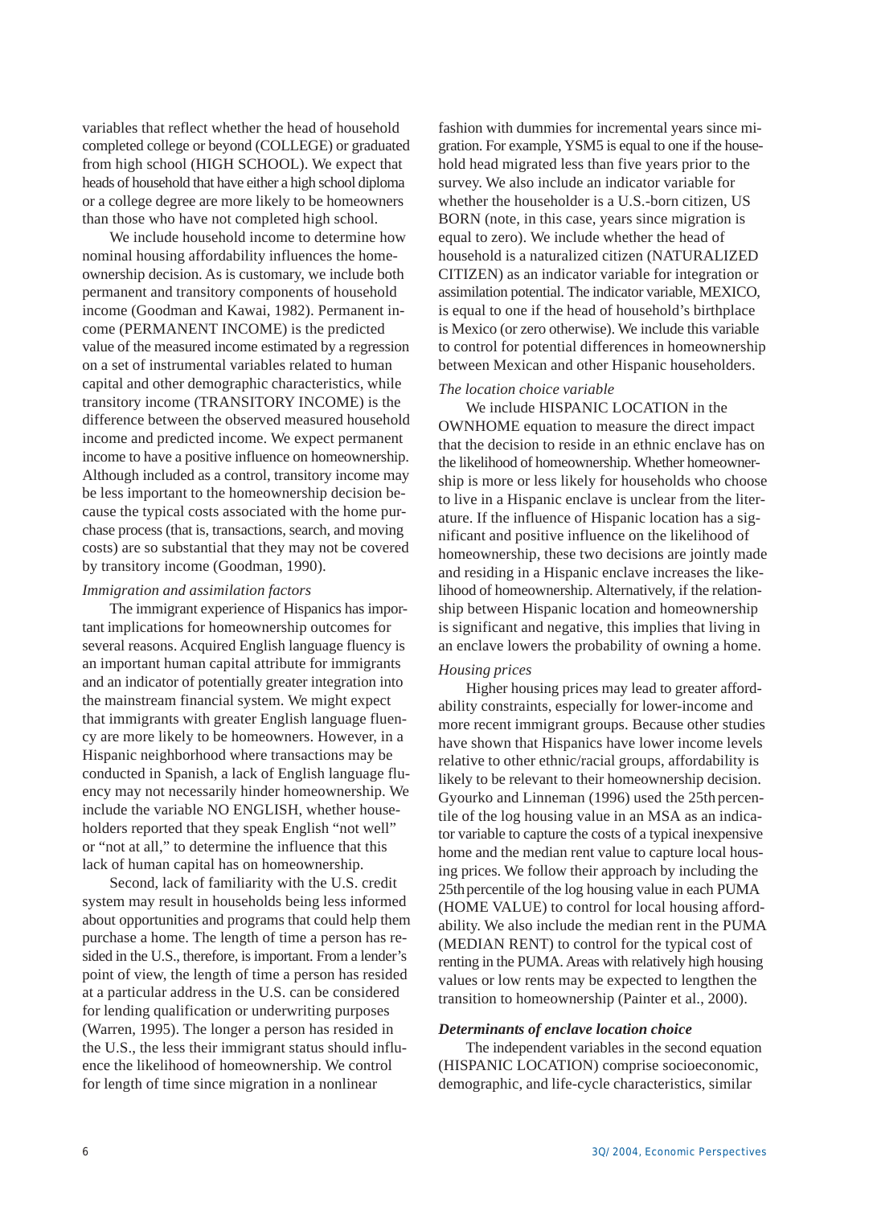variables that reflect whether the head of household completed college or beyond (COLLEGE) or graduated from high school (HIGH SCHOOL). We expect that heads of household that have either a high school diploma or a college degree are more likely to be homeowners than those who have not completed high school.

We include household income to determine how nominal housing affordability influences the homeownership decision. As is customary, we include both permanent and transitory components of household income (Goodman and Kawai, 1982). Permanent income (PERMANENT INCOME) is the predicted value of the measured income estimated by a regression on a set of instrumental variables related to human capital and other demographic characteristics, while transitory income (TRANSITORY INCOME) is the difference between the observed measured household income and predicted income. We expect permanent income to have a positive influence on homeownership. Although included as a control, transitory income may be less important to the homeownership decision because the typical costs associated with the home purchase process (that is, transactions, search, and moving costs) are so substantial that they may not be covered by transitory income (Goodman, 1990).

*Immigration and assimilation factors*

The immigrant experience of Hispanics has important implications for homeownership outcomes for several reasons. Acquired English language fluency is an important human capital attribute for immigrants and an indicator of potentially greater integration into the mainstream financial system. We might expect that immigrants with greater English language fluency are more likely to be homeowners. However, in a Hispanic neighborhood where transactions may be conducted in Spanish, a lack of English language fluency may not necessarily hinder homeownership. We include the variable NO ENGLISH, whether householders reported that they speak English "not well" or "not at all," to determine the influence that this lack of human capital has on homeownership.

Second, lack of familiarity with the U.S. credit system may result in households being less informed about opportunities and programs that could help them purchase a home. The length of time a person has resided in the U.S., therefore, is important. From a lender's point of view, the length of time a person has resided at a particular address in the U.S. can be considered for lending qualification or underwriting purposes (Warren, 1995). The longer a person has resided in the U.S., the less their immigrant status should influence the likelihood of homeownership. We control for length of time since migration in a nonlinear fashion with dummies for incremental years since migration. For example, YSM5 is equal to one if the household head migrated less than five years prior to the survey. We also include an indicator variable for whether the householder is a U.S.-born citizen, US BORN (note, in this case, years since migration is equal to zero). We include whether the head of household is a naturalized citizen (NATURALIZED CITIZEN) as an indicator variable for integration or assimilation potential. The indicator variable, MEXICO, is equal to one if the head of household's birthplace is Mexico (or zero otherwise). We include this variable to control for potential differences in homeownership between Mexican and other Hispanic householders.

*The location choice variable*

We include HISPANIC LOCATION in the OWNHOME equation to measure the direct impact that the decision to reside in an ethnic enclave has on the likelihood of homeownership. Whether homeownership is more or less likely for households who choose to live in a Hispanic enclave is unclear from the literature. If the influence of Hispanic location has a significant and positive influence on the likelihood of homeownership, these two decisions are jointly made and residing in a Hispanic enclave increases the likelihood of homeownership. Alternatively, if the relationship between Hispanic location and homeownership is significant and negative, this implies that living in an enclave lowers the probability of owning a home.

*Housing prices*

Higher housing prices may lead to greater affordability constraints, especially for lower-income and more recent immigrant groups. Because other studies have shown that Hispanics have lower income levels relative to other ethnic/racial groups, affordability is likely to be relevant to their homeownership decision. Gyourko and Linneman (1996) used the 25th percentile of the log housing value in an MSA as an indicator variable to capture the costs of a typical inexpensive home and the median rent value to capture local housing prices. We follow their approach by including the 25th percentile of the log housing value in each PUMA (HOME VALUE) to control for local housing affordability. We also include the median rent in the PUMA (MEDIAN RENT) to control for the typical cost of renting in the PUMA. Areas with relatively high housing values or low rents may be expected to lengthen the transition to homeownership (Painter et al., 2000).

***Determinants of enclave location choice***

The independent variables in the second equation (HISPANIC LOCATION) comprise socioeconomic, demographic, and life-cycle characteristics, similar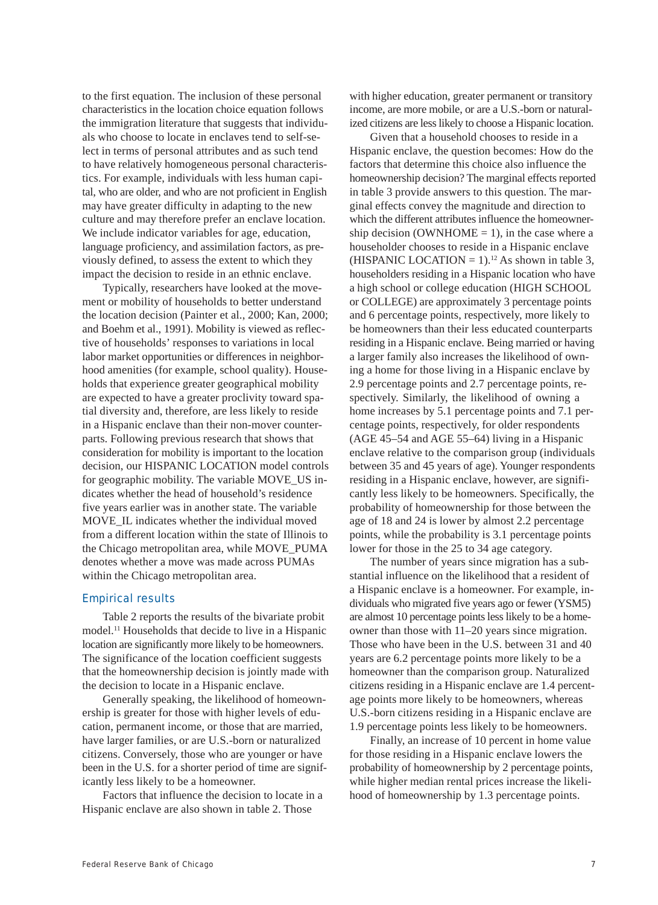to the first equation. The inclusion of these personal characteristics in the location choice equation follows the immigration literature that suggests that individuals who choose to locate in enclaves tend to self-select in terms of personal attributes and as such tend to have relatively homogeneous personal characteristics. For example, individuals with less human capital, who are older, and who are not proficient in English may have greater difficulty in adapting to the new culture and may therefore prefer an enclave location. We include indicator variables for age, education, language proficiency, and assimilation factors, as previously defined, to assess the extent to which they impact the decision to reside in an ethnic enclave.

Typically, researchers have looked at the movement or mobility of households to better understand the location decision (Painter et al., 2000; Kan, 2000; and Boehm et al., 1991). Mobility is viewed as reflective of households' responses to variations in local labor market opportunities or differences in neighborhood amenities (for example, school quality). Households that experience greater geographical mobility are expected to have a greater proclivity toward spatial diversity and, therefore, are less likely to reside in a Hispanic enclave than their non-mover counterparts. Following previous research that shows that consideration for mobility is important to the location decision, our HISPANIC LOCATION model controls for geographic mobility. The variable MOVE_US indicates whether the head of household's residence five years earlier was in another state. The variable MOVE_IL indicates whether the individual moved from a different location within the state of Illinois to the Chicago metropolitan area, while MOVE_PUMA denotes whether a move was made across PUMAs within the Chicago metropolitan area.

## Empirical results

Table 2 reports the results of the bivariate probit model.[11] Households that decide to live in a Hispanic location are significantly more likely to be homeowners. The significance of the location coefficient suggests that the homeownership decision is jointly made with the decision to locate in a Hispanic enclave.

Generally speaking, the likelihood of homeownership is greater for those with higher levels of education, permanent income, or those that are married, have larger families, or are U.S.-born or naturalized citizens. Conversely, those who are younger or have been in the U.S. for a shorter period of time are significantly less likely to be a homeowner.

Factors that influence the decision to locate in a Hispanic enclave are also shown in table 2. Those with higher education, greater permanent or transitory income, are more mobile, or are a U.S.-born or naturalized citizens are less likely to choose a Hispanic location.

Given that a household chooses to reside in a Hispanic enclave, the question becomes: How do the factors that determine this choice also influence the homeownership decision? The marginal effects reported in table 3 provide answers to this question. The marginal effects convey the magnitude and direction to which the different attributes influence the homeownership decision (OWNHOME = 1), in the case where a householder chooses to reside in a Hispanic enclave (HISPANIC LOCATION = 1).[12] As shown in table 3, householders residing in a Hispanic location who have a high school or college education (HIGH SCHOOL or COLLEGE) are approximately 3 percentage points and 6 percentage points, respectively, more likely to be homeowners than their less educated counterparts residing in a Hispanic enclave. Being married or having a larger family also increases the likelihood of owning a home for those living in a Hispanic enclave by 2.9 percentage points and 2.7 percentage points, respectively. Similarly, the likelihood of owning a home increases by 5.1 percentage points and 7.1 percentage points, respectively, for older respondents (AGE 45–54 and AGE 55–64) living in a Hispanic enclave relative to the comparison group (individuals between 35 and 45 years of age). Younger respondents residing in a Hispanic enclave, however, are significantly less likely to be homeowners. Specifically, the probability of homeownership for those between the age of 18 and 24 is lower by almost 2.2 percentage points, while the probability is 3.1 percentage points lower for those in the 25 to 34 age category.

The number of years since migration has a substantial influence on the likelihood that a resident of a Hispanic enclave is a homeowner. For example, individuals who migrated five years ago or fewer (YSM5) are almost 10 percentage points less likely to be a homeowner than those with 11–20 years since migration. Those who have been in the U.S. between 31 and 40 years are 6.2 percentage points more likely to be a homeowner than the comparison group. Naturalized citizens residing in a Hispanic enclave are 1.4 percentage points more likely to be homeowners, whereas U.S.-born citizens residing in a Hispanic enclave are 1.9 percentage points less likely to be homeowners.

Finally, an increase of 10 percent in home value for those residing in a Hispanic enclave lowers the probability of homeownership by 2 percentage points, while higher median rental prices increase the likelihood of homeownership by 1.3 percentage points.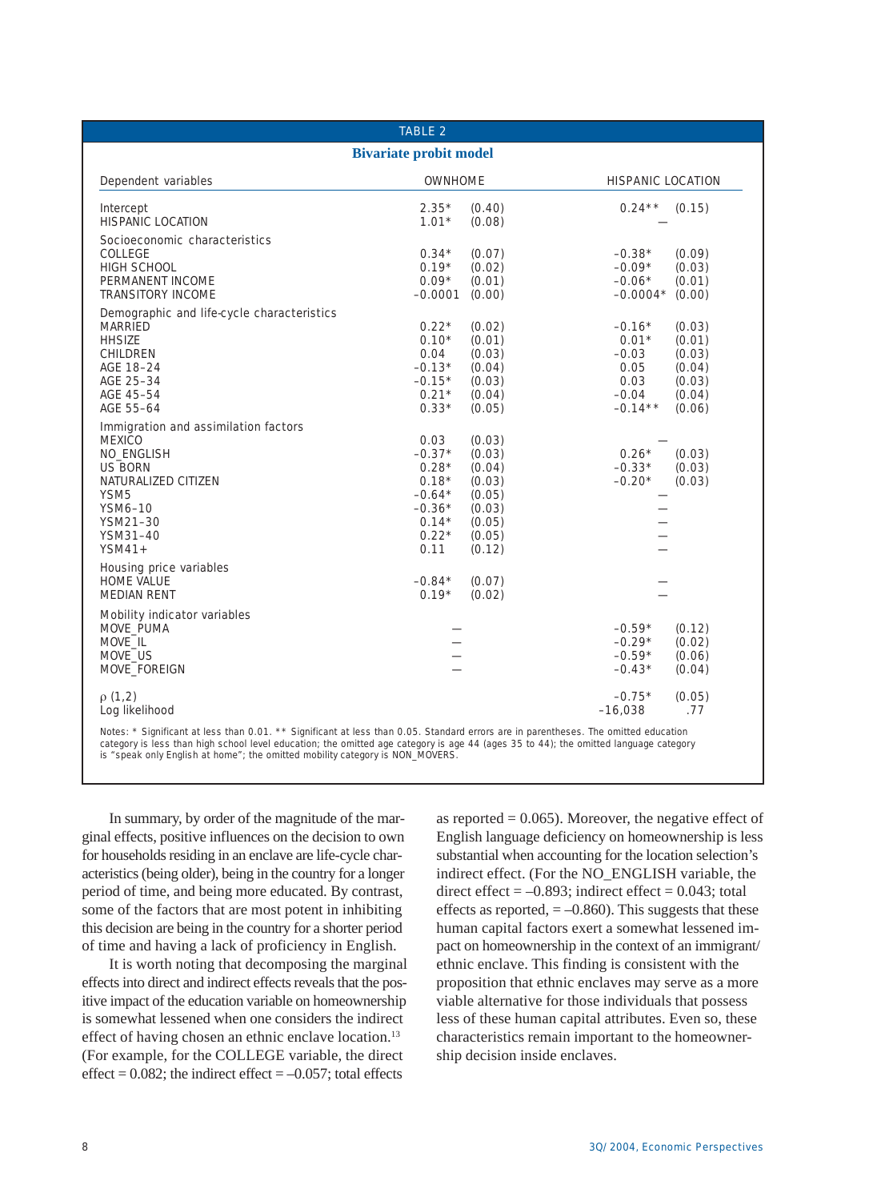TABLE 2

**Bivariate probit model**

| Dependent variables | OWNHOME | | HISPANIC LOCATION | |
|---|---|---|---|---|
| Intercept | 2.35* | (0.40) | 0.24** | (0.15) |
| HISPANIC LOCATION | 1.01* | (0.08) | — | |
| Socioeconomic characteristics | | | | |
| COLLEGE | 0.34* | (0.07) | –0.38* | (0.09) |
| HIGH SCHOOL | 0.19* | (0.02) | –0.09* | (0.03) |
| PERMANENT INCOME | 0.09* | (0.01) | –0.06* | (0.01) |
| TRANSITORY INCOME | –0.0001 | (0.00) | –0.0004* | (0.00) |
| Demographic and life-cycle characteristics | | | | |
| MARRIED | 0.22* | (0.02) | –0.16* | (0.03) |
| HHSIZE | 0.10* | (0.01) | 0.01* | (0.01) |
| CHILDREN | 0.04 | (0.03) | –0.03 | (0.03) |
| AGE 18–24 | –0.13* | (0.04) | 0.05 | (0.04) |
| AGE 25–34 | –0.15* | (0.03) | 0.03 | (0.03) |
| AGE 45–54 | 0.21* | (0.04) | –0.04 | (0.04) |
| AGE 55–64 | 0.33* | (0.05) | –0.14** | (0.06) |
| Immigration and assimilation factors | | | | |
| MEXICO | 0.03 | (0.03) | — | |
| NO_ENGLISH | –0.37* | (0.03) | 0.26* | (0.03) |
| US_BORN | 0.28* | (0.04) | –0.33* | (0.03) |
| NATURALIZED CITIZEN | 0.18* | (0.03) | –0.20* | (0.03) |
| YSM5 | –0.64* | (0.05) | — | |
| YSM6–10 | –0.36* | (0.03) | — | |
| YSM21–30 | 0.14* | (0.05) | — | |
| YSM31–40 | 0.22* | (0.05) | — | |
| YSM41+ | 0.11 | (0.12) | — | |
| Housing price variables | | | | |
| HOME VALUE | –0.84* | (0.07) | — | |
| MEDIAN RENT | 0.19* | (0.02) | — | |
| Mobility indicator variables | | | | |
| MOVE_PUMA | — | | –0.59* | (0.12) |
| MOVE_IL | — | | –0.29* | (0.02) |
| MOVE_US | — | | –0.59* | (0.06) |
| MOVE_FOREIGN | — | | –0.43* | (0.04) |
| $\rho$ (1,2) | | | –0.75* | (0.05) |
| Log likelihood | | | –16,038 | .77 |

Notes: * Significant at less than 0.01. ** Significant at less than 0.05. Standard errors are in parentheses. The omitted education category is less than high school level education; the omitted age category is age 44 (ages 35 to 44); the omitted language category is "speak only English at home"; the omitted mobility category is NON_MOVERS.

In summary, by order of the magnitude of the marginal effects, positive influences on the decision to own for households residing in an enclave are life-cycle characteristics (being older), being in the country for a longer period of time, and being more educated. By contrast, some of the factors that are most potent in inhibiting this decision are being in the country for a shorter period of time and having a lack of proficiency in English.

It is worth noting that decomposing the marginal effects into direct and indirect effects reveals that the positive impact of the education variable on homeownership is somewhat lessened when one considers the indirect effect of having chosen an ethnic enclave location.[13] (For example, for the COLLEGE variable, the direct effect = 0.082; the indirect effect = –0.057; total effects as reported = 0.065). Moreover, the negative effect of English language deficiency on homeownership is less substantial when accounting for the location selection's indirect effect. (For the NO_ENGLISH variable, the direct effect = –0.893; indirect effect = 0.043; total effects as reported, = –0.860). This suggests that these human capital factors exert a somewhat lessened impact on homeownership in the context of an immigrant/ethnic enclave. This finding is consistent with the proposition that ethnic enclaves may serve as a more viable alternative for those individuals that possess less of these human capital attributes. Even so, these characteristics remain important to the homeownership decision inside enclaves.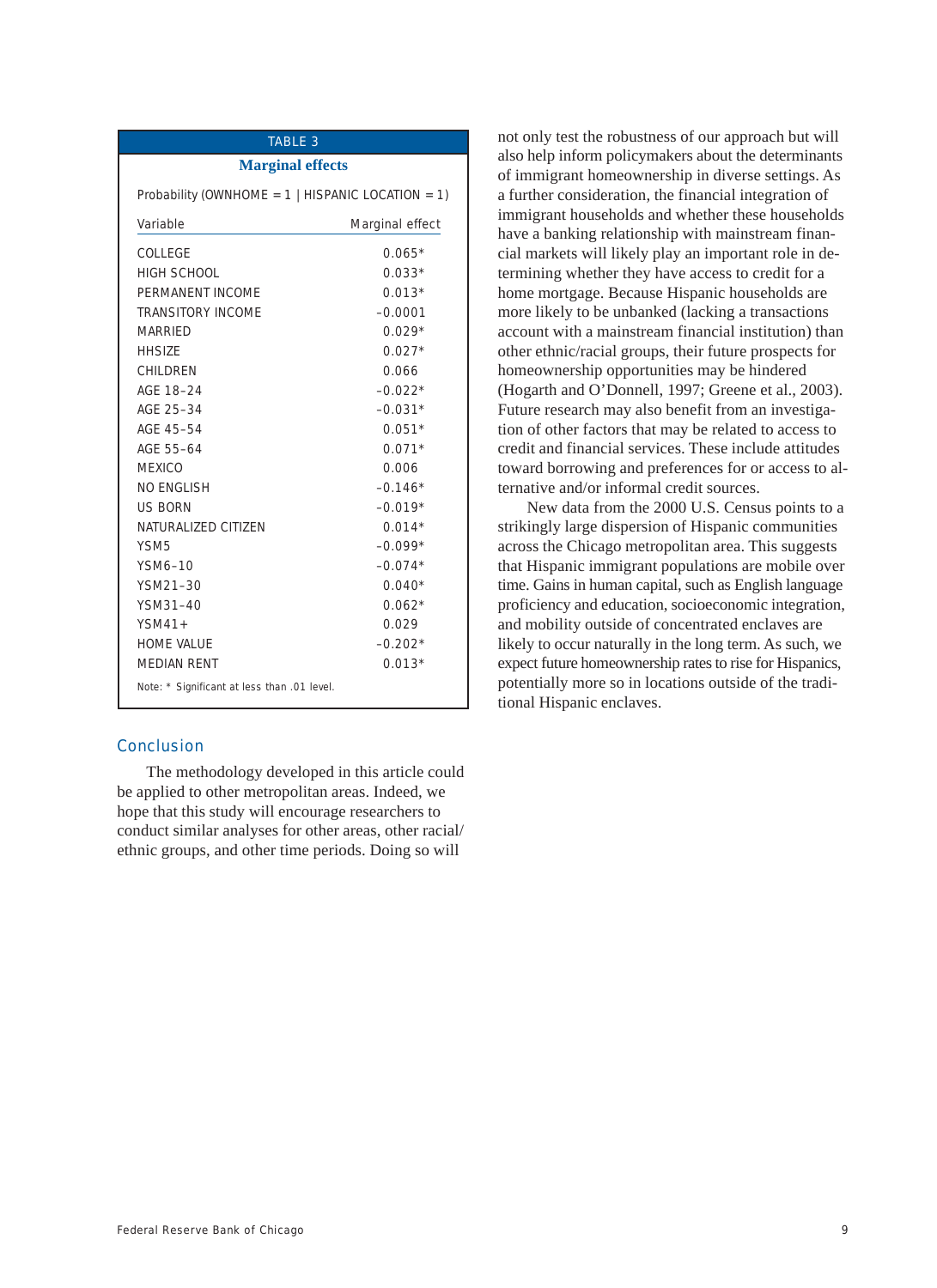**TABLE 3**

**Marginal effects**

Probability (OWNHOME = 1 | HISPANIC LOCATION = 1)

| Variable | Marginal effect |
|---|---|
| COLLEGE | 0.065* |
| HIGH SCHOOL | 0.033* |
| PERMANENT INCOME | 0.013* |
| TRANSITORY INCOME | -0.0001 |
| MARRIED | 0.029* |
| HHSIZE | 0.027* |
| CHILDREN | 0.066 |
| AGE 18–24 | -0.022* |
| AGE 25–34 | -0.031* |
| AGE 45–54 | 0.051* |
| AGE 55–64 | 0.071* |
| MEXICO | 0.006 |
| NO ENGLISH | -0.146* |
| US BORN | -0.019* |
| NATURALIZED CITIZEN | 0.014* |
| YSM5 | -0.099* |
| YSM6–10 | -0.074* |
| YSM21–30 | 0.040* |
| YSM31–40 | 0.062* |
| YSM41+ | 0.029 |
| HOME VALUE | -0.202* |
| MEDIAN RENT | 0.013* |

Note: * Significant at less than .01 level.

## Conclusion

The methodology developed in this article could be applied to other metropolitan areas. Indeed, we hope that this study will encourage researchers to conduct similar analyses for other areas, other racial/ethnic groups, and other time periods. Doing so will not only test the robustness of our approach but will also help inform policymakers about the determinants of immigrant homeownership in diverse settings. As a further consideration, the financial integration of immigrant households and whether these households have a banking relationship with mainstream financial markets will likely play an important role in determining whether they have access to credit for a home mortgage. Because Hispanic households are more likely to be unbanked (lacking a transactions account with a mainstream financial institution) than other ethnic/racial groups, their future prospects for homeownership opportunities may be hindered (Hogarth and O'Donnell, 1997; Greene et al., 2003). Future research may also benefit from an investigation of other factors that may be related to access to credit and financial services. These include attitudes toward borrowing and preferences for or access to alternative and/or informal credit sources.

New data from the 2000 U.S. Census points to a strikingly large dispersion of Hispanic communities across the Chicago metropolitan area. This suggests that Hispanic immigrant populations are mobile over time. Gains in human capital, such as English language proficiency and education, socioeconomic integration, and mobility outside of concentrated enclaves are likely to occur naturally in the long term. As such, we expect future homeownership rates to rise for Hispanics, potentially more so in locations outside of the traditional Hispanic enclaves.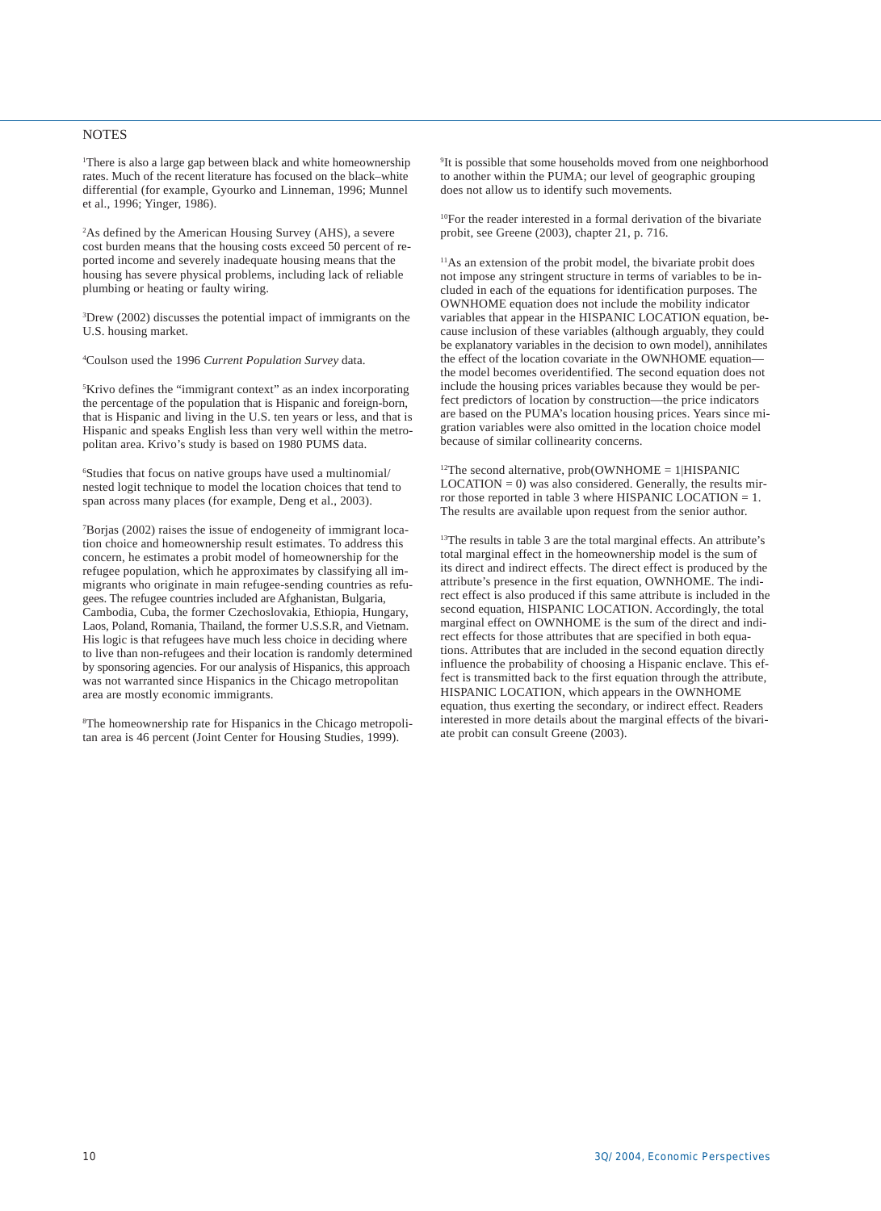## NOTES

[1]There is also a large gap between black and white homeownership rates. Much of the recent literature has focused on the black–white differential (for example, Gyourko and Linneman, 1996; Munnel et al., 1996; Yinger, 1986).

[2]As defined by the American Housing Survey (AHS), a severe cost burden means that the housing costs exceed 50 percent of reported income and severely inadequate housing means that the housing has severe physical problems, including lack of reliable plumbing or heating or faulty wiring.

[3]Drew (2002) discusses the potential impact of immigrants on the U.S. housing market.

[4]Coulson used the 1996 *Current Population Survey* data.

[5]Krivo defines the "immigrant context" as an index incorporating the percentage of the population that is Hispanic and foreign-born, that is Hispanic and living in the U.S. ten years or less, and that is Hispanic and speaks English less than very well within the metropolitan area. Krivo's study is based on 1980 PUMS data.

[6]Studies that focus on native groups have used a multinomial/nested logit technique to model the location choices that tend to span across many places (for example, Deng et al., 2003).

[7]Borjas (2002) raises the issue of endogeneity of immigrant location choice and homeownership result estimates. To address this concern, he estimates a probit model of homeownership for the refugee population, which he approximates by classifying all immigrants who originate in main refugee-sending countries as refugees. The refugee countries included are Afghanistan, Bulgaria, Cambodia, Cuba, the former Czechoslovakia, Ethiopia, Hungary, Laos, Poland, Romania, Thailand, the former U.S.S.R, and Vietnam. His logic is that refugees have much less choice in deciding where to live than non-refugees and their location is randomly determined by sponsoring agencies. For our analysis of Hispanics, this approach was not warranted since Hispanics in the Chicago metropolitan area are mostly economic immigrants.

[8]The homeownership rate for Hispanics in the Chicago metropolitan area is 46 percent (Joint Center for Housing Studies, 1999).

[9]It is possible that some households moved from one neighborhood to another within the PUMA; our level of geographic grouping does not allow us to identify such movements.

[10]For the reader interested in a formal derivation of the bivariate probit, see Greene (2003), chapter 21, p. 716.

[11]As an extension of the probit model, the bivariate probit does not impose any stringent structure in terms of variables to be included in each of the equations for identification purposes. The OWNHOME equation does not include the mobility indicator variables that appear in the HISPANIC LOCATION equation, because inclusion of these variables (although arguably, they could be explanatory variables in the decision to own model), annihilates the effect of the location covariate in the OWNHOME equation—the model becomes overidentified. The second equation does not include the housing prices variables because they would be perfect predictors of location by construction—the price indicators are based on the PUMA's location housing prices. Years since migration variables were also omitted in the location choice model because of similar collinearity concerns.

[12]The second alternative, prob(OWNHOME = 1|HISPANIC LOCATION = 0) was also considered. Generally, the results mirror those reported in table 3 where HISPANIC LOCATION = 1. The results are available upon request from the senior author.

[13]The results in table 3 are the total marginal effects. An attribute's total marginal effect in the homeownership model is the sum of its direct and indirect effects. The direct effect is produced by the attribute's presence in the first equation, OWNHOME. The indirect effect is also produced if this same attribute is included in the second equation, HISPANIC LOCATION. Accordingly, the total marginal effect on OWNHOME is the sum of the direct and indirect effects for those attributes that are specified in both equations. Attributes that are included in the second equation directly influence the probability of choosing a Hispanic enclave. This effect is transmitted back to the first equation through the attribute, HISPANIC LOCATION, which appears in the OWNHOME equation, thus exerting the secondary, or indirect effect. Readers interested in more details about the marginal effects of the bivariate probit can consult Greene (2003).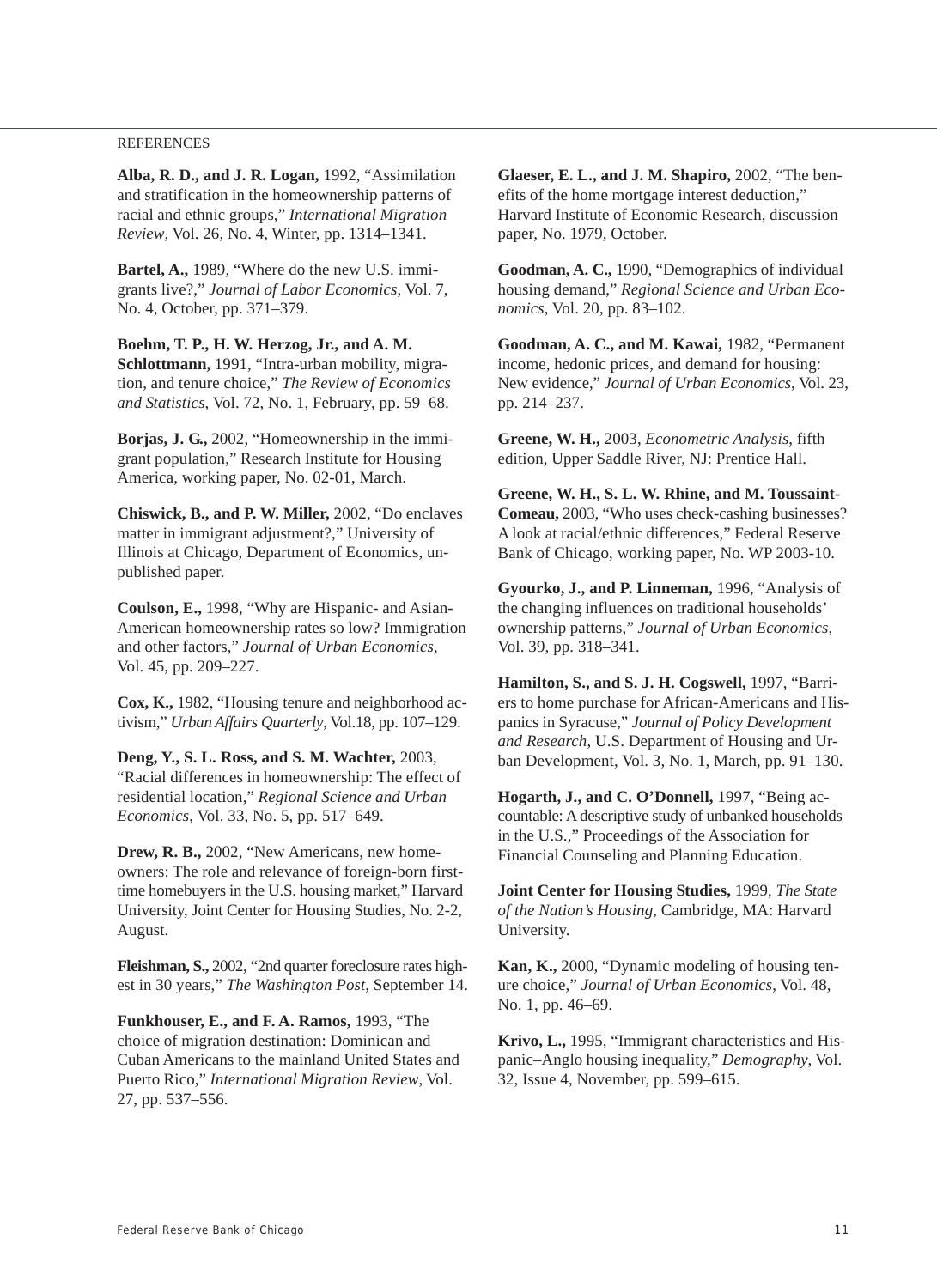REFERENCES

**Alba, R. D., and J. R. Logan,** 1992, "Assimilation and stratification in the homeownership patterns of racial and ethnic groups," *International Migration Review*, Vol. 26, No. 4, Winter, pp. 1314–1341.

**Bartel, A.,** 1989, "Where do the new U.S. immigrants live?," *Journal of Labor Economics*, Vol. 7, No. 4, October, pp. 371–379.

**Boehm, T. P., H. W. Herzog, Jr., and A. M. Schlottmann,** 1991, "Intra-urban mobility, migration, and tenure choice," *The Review of Economics and Statistics*, Vol. 72, No. 1, February, pp. 59–68.

**Borjas, J. G.,** 2002, "Homeownership in the immigrant population," Research Institute for Housing America, working paper, No. 02-01, March.

**Chiswick, B., and P. W. Miller,** 2002, "Do enclaves matter in immigrant adjustment?," University of Illinois at Chicago, Department of Economics, unpublished paper.

**Coulson, E.,** 1998, "Why are Hispanic- and Asian-American homeownership rates so low? Immigration and other factors," *Journal of Urban Economics*, Vol. 45, pp. 209–227.

**Cox, K.,** 1982, "Housing tenure and neighborhood activism," *Urban Affairs Quarterly*, Vol.18, pp. 107–129.

**Deng, Y., S. L. Ross, and S. M. Wachter,** 2003, "Racial differences in homeownership: The effect of residential location," *Regional Science and Urban Economics*, Vol. 33, No. 5, pp. 517–649.

**Drew, R. B.,** 2002, "New Americans, new homeowners: The role and relevance of foreign-born first-time homebuyers in the U.S. housing market," Harvard University, Joint Center for Housing Studies, No. 2-2, August.

**Fleishman, S.,** 2002, "2nd quarter foreclosure rates highest in 30 years," *The Washington Post*, September 14.

**Funkhouser, E., and F. A. Ramos,** 1993, "The choice of migration destination: Dominican and Cuban Americans to the mainland United States and Puerto Rico," *International Migration Review*, Vol. 27, pp. 537–556.

**Glaeser, E. L., and J. M. Shapiro,** 2002, "The benefits of the home mortgage interest deduction," Harvard Institute of Economic Research, discussion paper, No. 1979, October.

**Goodman, A. C.,** 1990, "Demographics of individual housing demand," *Regional Science and Urban Economics*, Vol. 20, pp. 83–102.

**Goodman, A. C., and M. Kawai,** 1982, "Permanent income, hedonic prices, and demand for housing: New evidence," *Journal of Urban Economics*, Vol. 23, pp. 214–237.

**Greene, W. H.,** 2003, *Econometric Analysis*, fifth edition, Upper Saddle River, NJ: Prentice Hall.

**Greene, W. H., S. L. W. Rhine, and M. Toussaint-Comeau,** 2003, "Who uses check-cashing businesses? A look at racial/ethnic differences," Federal Reserve Bank of Chicago, working paper, No. WP 2003-10.

**Gyourko, J., and P. Linneman,** 1996, "Analysis of the changing influences on traditional households' ownership patterns," *Journal of Urban Economics*, Vol. 39, pp. 318–341.

**Hamilton, S., and S. J. H. Cogswell,** 1997, "Barriers to home purchase for African-Americans and Hispanics in Syracuse," *Journal of Policy Development and Research*, U.S. Department of Housing and Urban Development, Vol. 3, No. 1, March, pp. 91–130.

**Hogarth, J., and C. O'Donnell,** 1997, "Being accountable: A descriptive study of unbanked households in the U.S.," Proceedings of the Association for Financial Counseling and Planning Education.

**Joint Center for Housing Studies,** 1999, *The State of the Nation's Housing*, Cambridge, MA: Harvard University.

**Kan, K.,** 2000, "Dynamic modeling of housing tenure choice," *Journal of Urban Economics*, Vol. 48, No. 1, pp. 46–69.

**Krivo, L.,** 1995, "Immigrant characteristics and Hispanic–Anglo housing inequality," *Demography*, Vol. 32, Issue 4, November, pp. 599–615.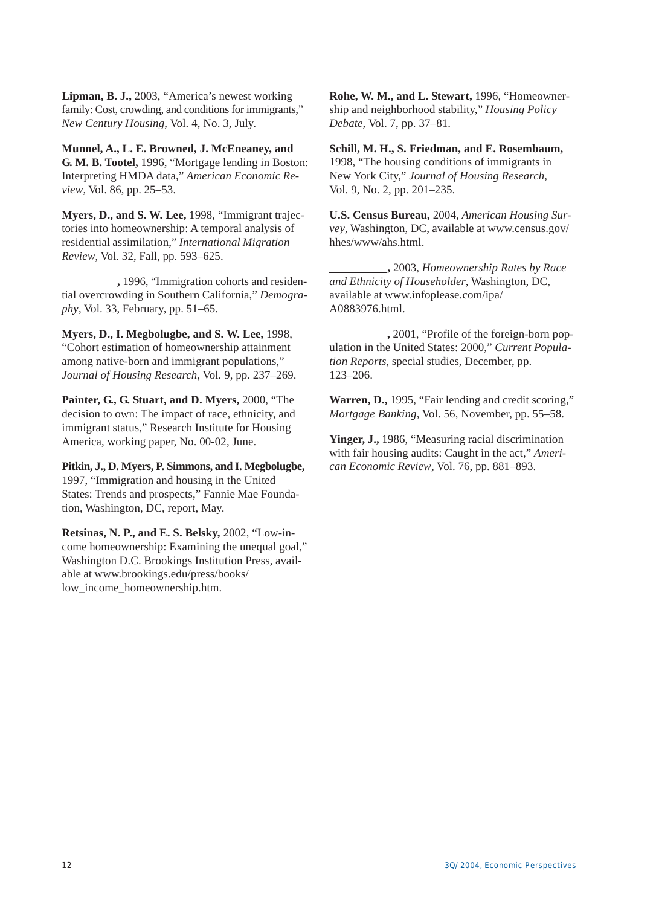**Lipman, B. J.,** 2003, "America's newest working family: Cost, crowding, and conditions for immigrants," *New Century Housing*, Vol. 4, No. 3, July.

**Munnel, A., L. E. Browned, J. McEneaney, and G. M. B. Tootel,** 1996, "Mortgage lending in Boston: Interpreting HMDA data," *American Economic Review*, Vol. 86, pp. 25–53.

**Myers, D., and S. W. Lee,** 1998, "Immigrant trajectories into homeownership: A temporal analysis of residential assimilation," *International Migration Review*, Vol. 32, Fall, pp. 593–625.

__________, 1996, "Immigration cohorts and residential overcrowding in Southern California," *Demography*, Vol. 33, February, pp. 51–65.

**Myers, D., I. Megbolugbe, and S. W. Lee,** 1998, "Cohort estimation of homeownership attainment among native-born and immigrant populations," *Journal of Housing Research*, Vol. 9, pp. 237–269.

**Painter, G., G. Stuart, and D. Myers,** 2000, "The decision to own: The impact of race, ethnicity, and immigrant status," Research Institute for Housing America, working paper, No. 00-02, June.

**Pitkin, J., D. Myers, P. Simmons, and I. Megbolugbe,** 1997, "Immigration and housing in the United States: Trends and prospects," Fannie Mae Foundation, Washington, DC, report, May.

**Retsinas, N. P., and E. S. Belsky,** 2002, "Low-income homeownership: Examining the unequal goal," Washington D.C. Brookings Institution Press, available at www.brookings.edu/press/books/low_income_homeownership.htm.

**Rohe, W. M., and L. Stewart,** 1996, "Homeownership and neighborhood stability," *Housing Policy Debate*, Vol. 7, pp. 37–81.

**Schill, M. H., S. Friedman, and E. Rosembaum,** 1998, "The housing conditions of immigrants in New York City," *Journal of Housing Research*, Vol. 9, No. 2, pp. 201–235.

**U.S. Census Bureau,** 2004, *American Housing Survey*, Washington, DC, available at www.census.gov/hhes/www/ahs.html.

__________, 2003, *Homeownership Rates by Race and Ethnicity of Householder*, Washington, DC, available at www.infoplease.com/ipa/A0883976.html.

__________, 2001, "Profile of the foreign-born population in the United States: 2000," *Current Population Reports*, special studies, December, pp. 123–206.

**Warren, D.,** 1995, "Fair lending and credit scoring," *Mortgage Banking*, Vol. 56, November, pp. 55–58.

**Yinger, J.,** 1986, "Measuring racial discrimination with fair housing audits: Caught in the act," *American Economic Review*, Vol. 76, pp. 881–893.